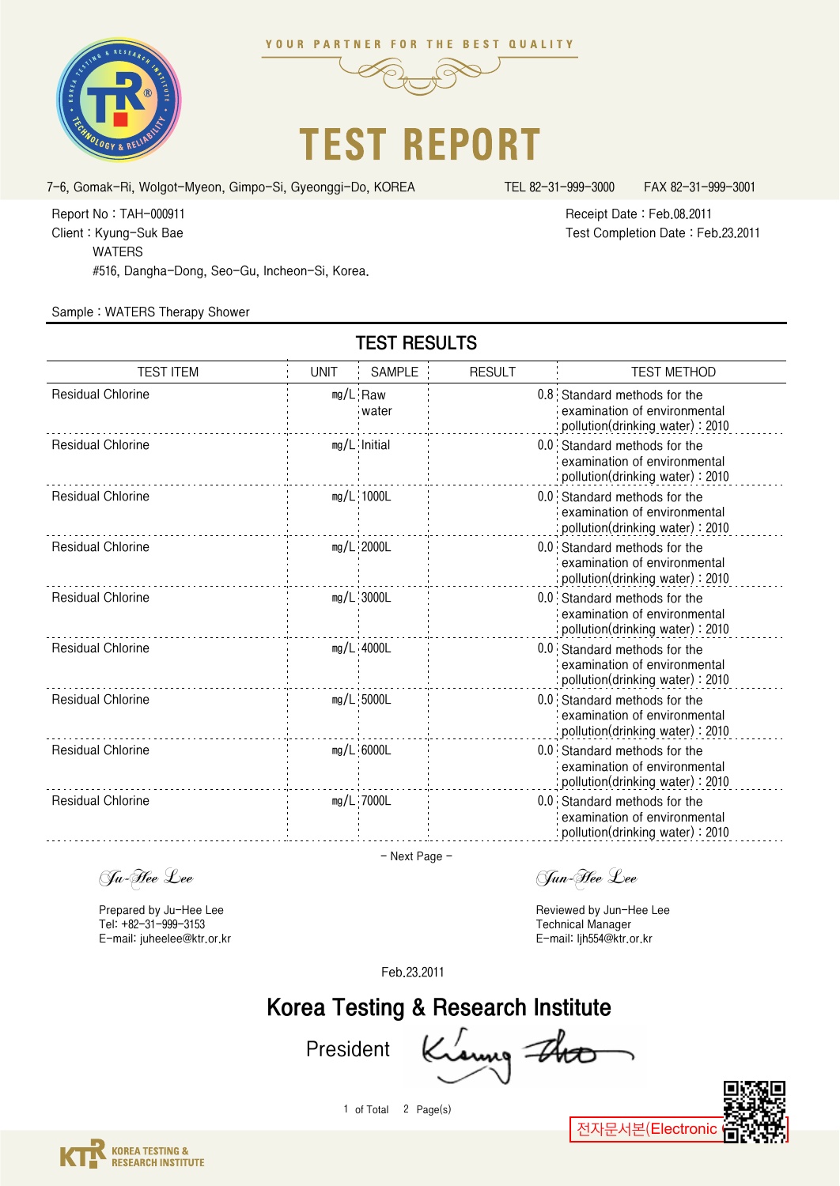YOUR PARTNER FOR THE BEST QUALITY

# TEST REPORT

7-6, Gomak-Ri, Wolgot-Myeon, Gimpo-Si, Gyeonggi-Do, KOREA TEL 82-31-999-3000 FAX 82-31-999-3001

Report No : TAH-000911
Client : Kyung-Suk Bae
WATERS
#516, Dangha-Dong, Seo-Gu, Incheon-Si, Korea.

Receipt Date : Feb.08.2011
Test Completion Date : Feb.23.2011

Sample : WATERS Therapy Shower

## TEST RESULTS

| TEST ITEM | UNIT | SAMPLE | RESULT | TEST METHOD |
|---|---|---|---|---|
| Residual Chlorine | mg/L | Raw water | 0.8 | Standard methods for the examination of environmental pollution(drinking water) : 2010 |
| Residual Chlorine | mg/L | Initial | 0.0 | Standard methods for the examination of environmental pollution(drinking water) : 2010 |
| Residual Chlorine | mg/L | 1000L | 0.0 | Standard methods for the examination of environmental pollution(drinking water) : 2010 |
| Residual Chlorine | mg/L | 2000L | 0.0 | Standard methods for the examination of environmental pollution(drinking water) : 2010 |
| Residual Chlorine | mg/L | 3000L | 0.0 | Standard methods for the examination of environmental pollution(drinking water) : 2010 |
| Residual Chlorine | mg/L | 4000L | 0.0 | Standard methods for the examination of environmental pollution(drinking water) : 2010 |
| Residual Chlorine | mg/L | 5000L | 0.0 | Standard methods for the examination of environmental pollution(drinking water) : 2010 |
| Residual Chlorine | mg/L | 6000L | 0.0 | Standard methods for the examination of environmental pollution(drinking water) : 2010 |
| Residual Chlorine | mg/L | 7000L | 0.0 | Standard methods for the examination of environmental pollution(drinking water) : 2010 |

- Next Page -

Ju-Hee Lee

Prepared by Ju-Hee Lee
Tel: +82-31-999-3153
E-mail: juheelee@ktr.or.kr

Jun-Hee Lee

Reviewed by Jun-Hee Lee
Technical Manager
E-mail: ljh554@ktr.or.kr

Feb.23.2011

## Korea Testing & Research Institute

President

전자문서본(Electronic

KOREA TESTING & RESEARCH INSTITUTE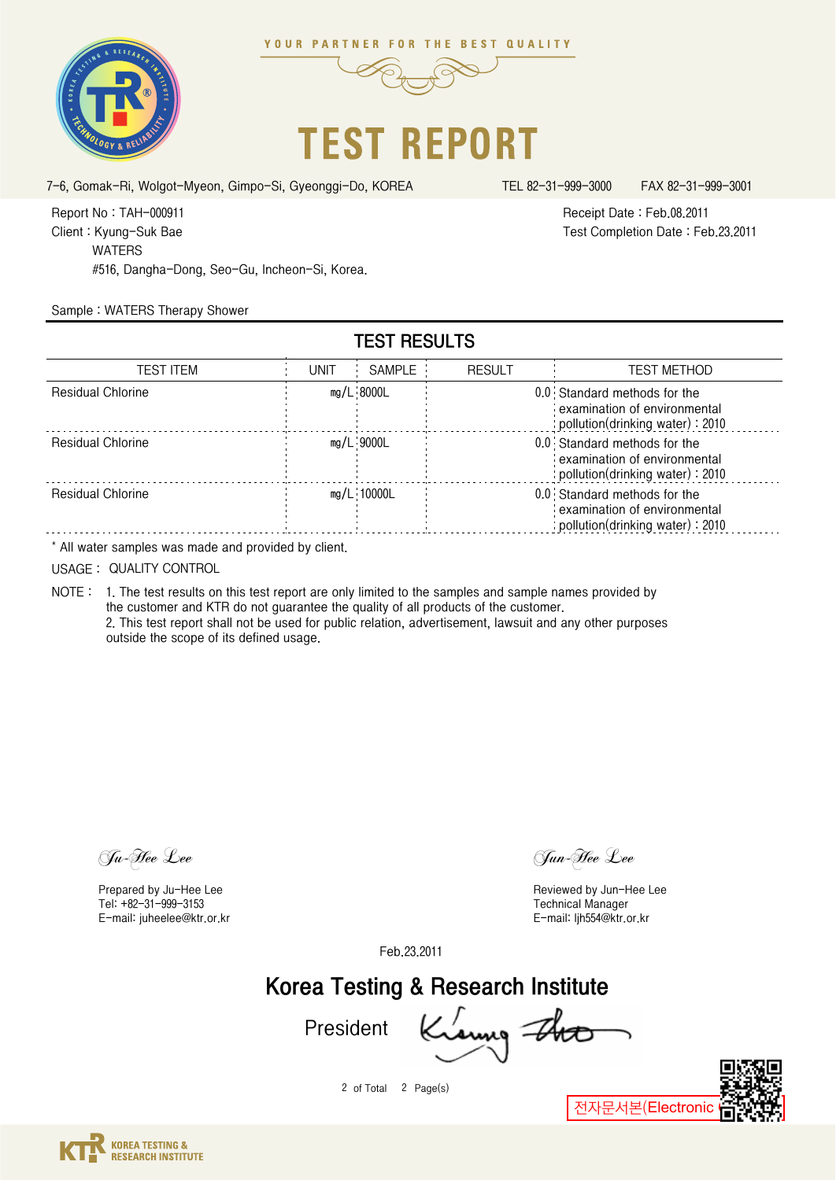YOUR PARTNER FOR THE BEST QUALITY

# TEST REPORT

7-6, Gomak-Ri, Wolgot-Myeon, Gimpo-Si, Gyeonggi-Do, KOREA　　TEL 82-31-999-3000　　FAX 82-31-999-3001

Report No : TAH-000911
Client : Kyung-Suk Bae
WATERS
#516, Dangha-Dong, Seo-Gu, Incheon-Si, Korea.

Receipt Date : Feb.08.2011
Test Completion Date : Feb.23.2011

Sample : WATERS Therapy Shower

## TEST RESULTS

| TEST ITEM | UNIT | SAMPLE | RESULT | TEST METHOD |
|---|---|---|---|---|
| Residual Chlorine | mg/L | 8000L | 0.0 | Standard methods for the examination of environmental pollution(drinking water) : 2010 |
| Residual Chlorine | mg/L | 9000L | 0.0 | Standard methods for the examination of environmental pollution(drinking water) : 2010 |
| Residual Chlorine | mg/L | 10000L | 0.0 | Standard methods for the examination of environmental pollution(drinking water) : 2010 |

* All water samples was made and provided by client.

USAGE : QUALITY CONTROL

NOTE : 1. The test results on this test report are only limited to the samples and sample names provided by the customer and KTR do not guarantee the quality of all products of the customer.
2. This test report shall not be used for public relation, advertisement, lawsuit and any other purposes outside the scope of its defined usage.

Ju-Hee Lee

Prepared by Ju-Hee Lee
Tel: +82-31-999-3153
E-mail: juheelee@ktr.or.kr

Jun-Hee Lee

Reviewed by Jun-Hee Lee
Technical Manager
E-mail: ljh554@ktr.or.kr

Feb.23.2011

## Korea Testing & Research Institute

President Kyung Cho

전자문서본(Electronic

KOREA TESTING & RESEARCH INSTITUTE